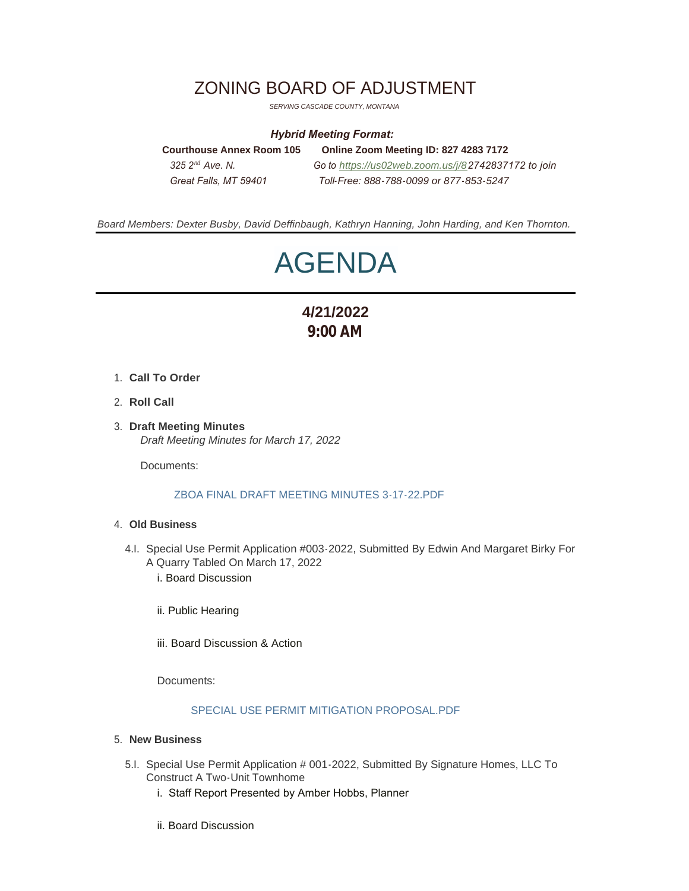# ZONING BOARD OF ADJUSTMENT

*SERVING CASCADE COUNTY, MONTANA*

***Hybrid Meeting Format:***

**Courthouse Annex Room 105** — *325 2nd Ave. N.* — *Great Falls, MT 59401*

**Online Zoom Meeting ID: 827 4283 7172** — *Go to https://us02web.zoom.us/j/82742837172 to join* — *Toll-Free: 888-788-0099 or 877-853-5247*

*Board Members: Dexter Busby, David Deffinbaugh, Kathryn Hanning, John Harding, and Ken Thornton.*

# AGENDA

## 4/21/2022
## 9:00 AM

1. **Call To Order**
2. **Roll Call**
3. **Draft Meeting Minutes**
   *Draft Meeting Minutes for March 17, 2022*

   Documents:

   ZBOA FINAL DRAFT MEETING MINUTES 3-17-22.PDF

4. **Old Business**

   4.I. Special Use Permit Application #003-2022, Submitted By Edwin And Margaret Birky For A Quarry Tabled On March 17, 2022

   i. Board Discussion

   ii. Public Hearing

   iii. Board Discussion & Action

   Documents:

   SPECIAL USE PERMIT MITIGATION PROPOSAL.PDF

5. **New Business**

   5.I. Special Use Permit Application # 001-2022, Submitted By Signature Homes, LLC To Construct A Two-Unit Townhome

   i. Staff Report Presented by Amber Hobbs, Planner

   ii. Board Discussion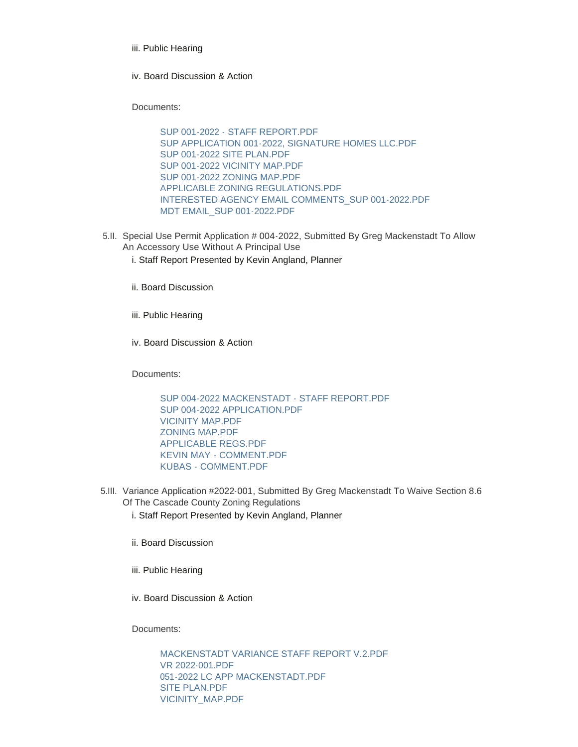iii. Public Hearing

iv. Board Discussion & Action

Documents:

- SUP 001-2022 - STAFF REPORT.PDF
- SUP APPLICATION 001-2022, SIGNATURE HOMES LLC.PDF
- SUP 001-2022 SITE PLAN.PDF
- SUP 001-2022 VICINITY MAP.PDF
- SUP 001-2022 ZONING MAP.PDF
- APPLICABLE ZONING REGULATIONS.PDF
- INTERESTED AGENCY EMAIL COMMENTS_SUP 001-2022.PDF
- MDT EMAIL_SUP 001-2022.PDF

5.II. Special Use Permit Application # 004-2022, Submitted By Greg Mackenstadt To Allow An Accessory Use Without A Principal Use

i. Staff Report Presented by Kevin Angland, Planner

ii. Board Discussion

iii. Public Hearing

iv. Board Discussion & Action

Documents:

- SUP 004-2022 MACKENSTADT - STAFF REPORT.PDF
- SUP 004-2022 APPLICATION.PDF
- VICINITY MAP.PDF
- ZONING MAP.PDF
- APPLICABLE REGS.PDF
- KEVIN MAY - COMMENT.PDF
- KUBAS - COMMENT.PDF

5.III. Variance Application #2022-001, Submitted By Greg Mackenstadt To Waive Section 8.6 Of The Cascade County Zoning Regulations

i. Staff Report Presented by Kevin Angland, Planner

ii. Board Discussion

iii. Public Hearing

iv. Board Discussion & Action

Documents:

- MACKENSTADT VARIANCE STAFF REPORT V.2.PDF
- VR 2022-001.PDF
- 051-2022 LC APP MACKENSTADT.PDF
- SITE PLAN.PDF
- VICINITY_MAP.PDF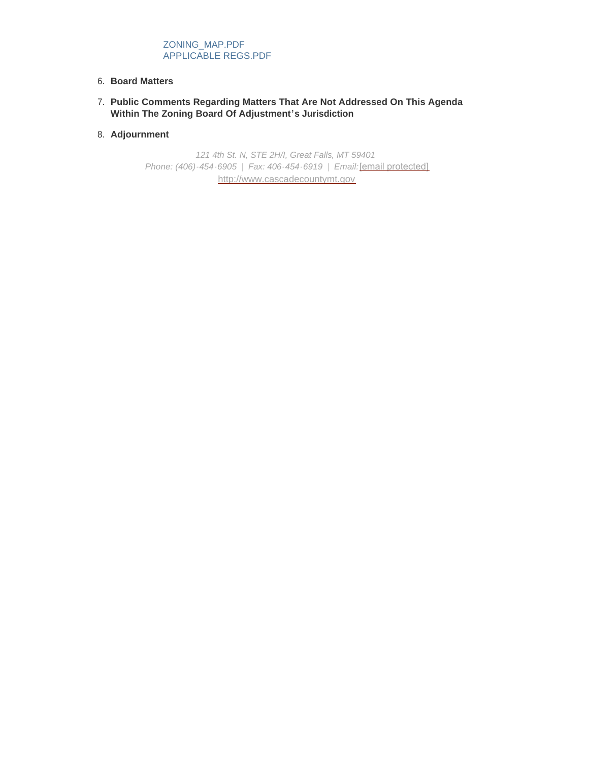ZONING_MAP.PDF
APPLICABLE REGS.PDF

6. **Board Matters**

7. **Public Comments Regarding Matters That Are Not Addressed On This Agenda Within The Zoning Board Of Adjustment's Jurisdiction**

8. **Adjournment**

*121 4th St. N, STE 2H/I, Great Falls, MT 59401*
*Phone: (406)-454-6905 | Fax: 406-454-6919 | Email:* [email protected]
http://www.cascadecountymt.gov